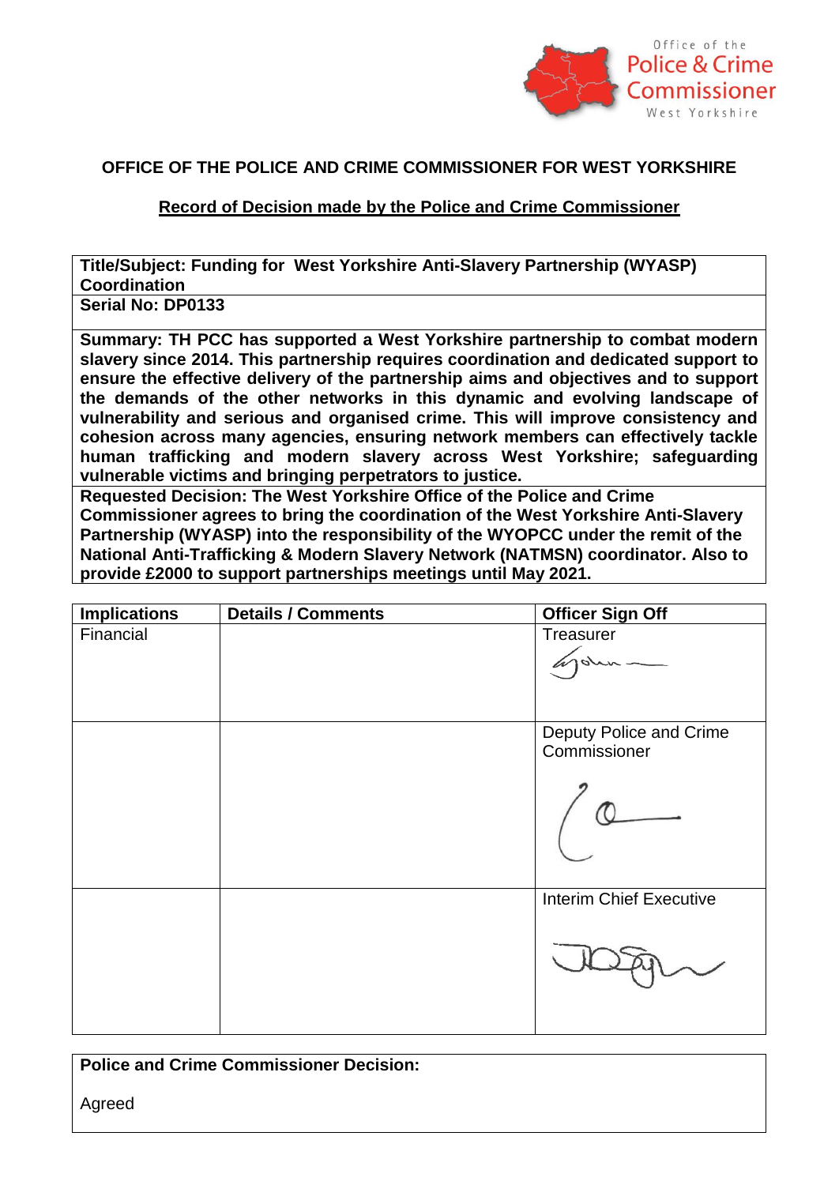Office of the Police & Crime Commissioner West Yorkshire

# OFFICE OF THE POLICE AND CRIME COMMISSIONER FOR WEST YORKSHIRE

## Record of Decision made by the Police and Crime Commissioner

| **Title/Subject: Funding for West Yorkshire Anti-Slavery Partnership (WYASP) Coordination** |
|---|
| **Serial No: DP0133** |
| **Summary: TH PCC has supported a West Yorkshire partnership to combat modern slavery since 2014. This partnership requires coordination and dedicated support to ensure the effective delivery of the partnership aims and objectives and to support the demands of the other networks in this dynamic and evolving landscape of vulnerability and serious and organised crime. This will improve consistency and cohesion across many agencies, ensuring network members can effectively tackle human trafficking and modern slavery across West Yorkshire; safeguarding vulnerable victims and bringing perpetrators to justice.** |
| **Requested Decision: The West Yorkshire Office of the Police and Crime Commissioner agrees to bring the coordination of the West Yorkshire Anti-Slavery Partnership (WYASP) into the responsibility of the WYOPCC under the remit of the National Anti-Trafficking & Modern Slavery Network (NATMSN) coordinator. Also to provide £2000 to support partnerships meetings until May 2021.** |

| Implications | Details / Comments | Officer Sign Off |
|---|---|---|
| Financial | | Treasurer<br>[Signature] |
| | | Deputy Police and Crime Commissioner<br>[Signature] |
| | | Interim Chief Executive<br>[Signature] |

| **Police and Crime Commissioner Decision:** |
|---|
| Agreed |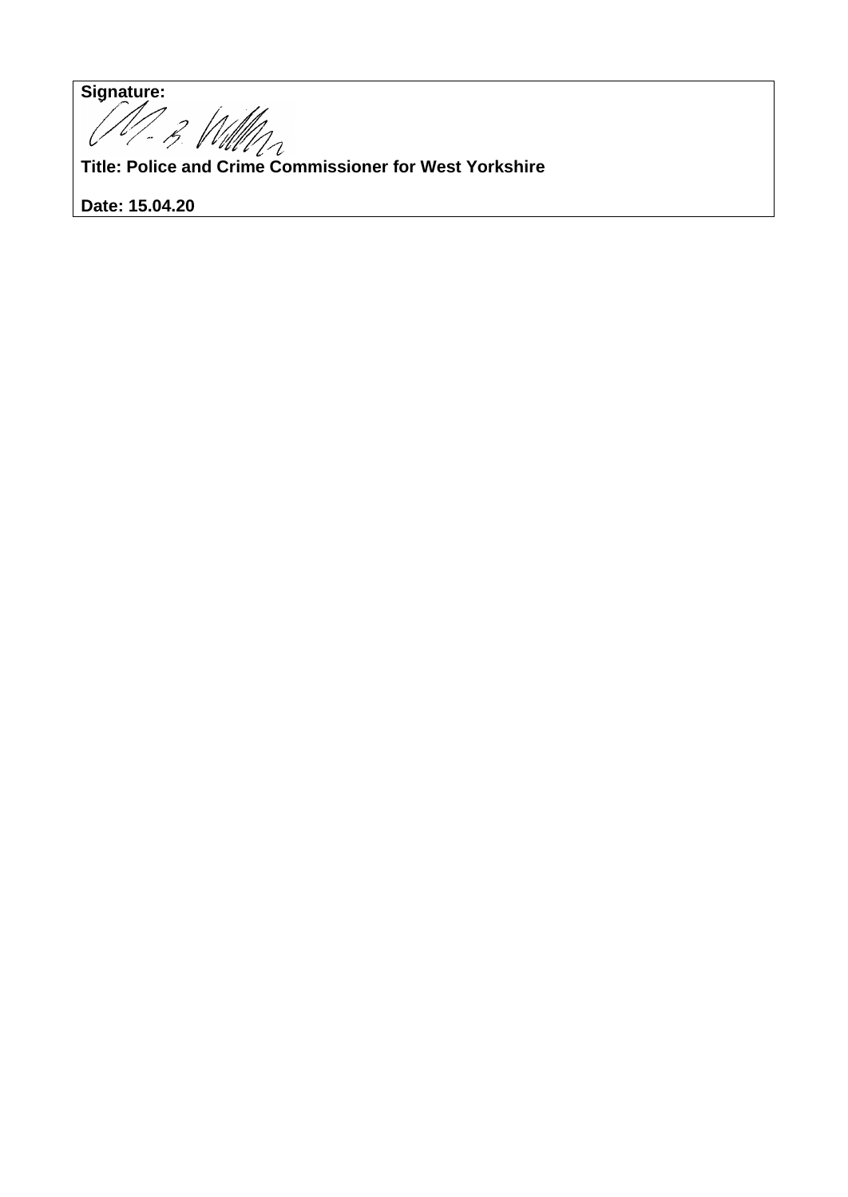**Signature:**

**Title: Police and Crime Commissioner for West Yorkshire**

**Date: 15.04.20**